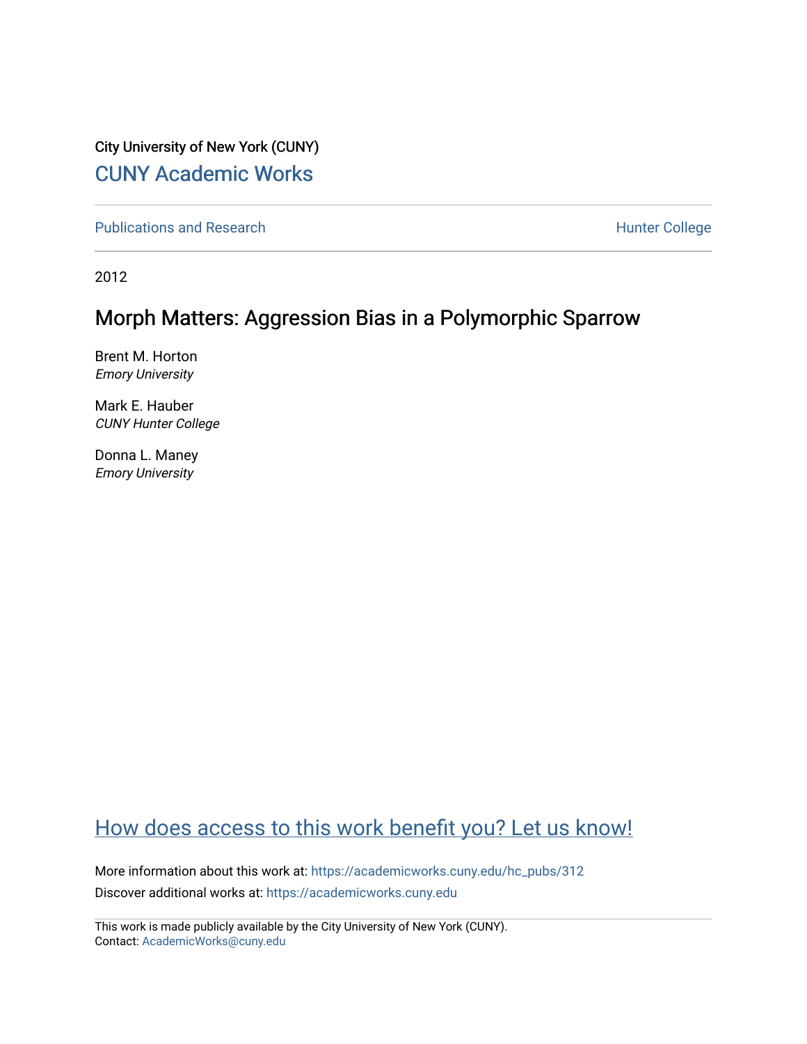City University of New York (CUNY)

CUNY Academic Works

Publications and Research

Hunter College

2012

# Morph Matters: Aggression Bias in a Polymorphic Sparrow

Brent M. Horton
*Emory University*

Mark E. Hauber
*CUNY Hunter College*

Donna L. Maney
*Emory University*

How does access to this work benefit you? Let us know!

More information about this work at: https://academicworks.cuny.edu/hc_pubs/312

Discover additional works at: https://academicworks.cuny.edu

This work is made publicly available by the City University of New York (CUNY).
Contact: AcademicWorks@cuny.edu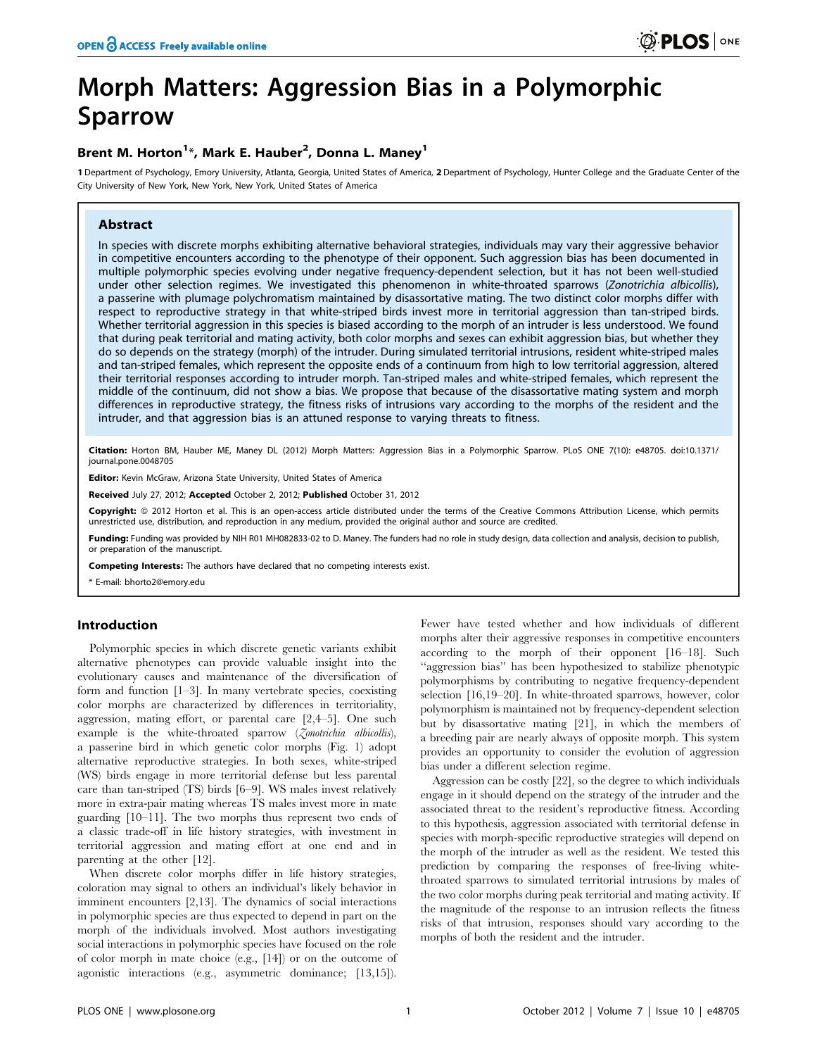# Morph Matters: Aggression Bias in a Polymorphic Sparrow

## Brent M. Horton[1]*, Mark E. Hauber[2], Donna L. Maney[1]

1 Department of Psychology, Emory University, Atlanta, Georgia, United States of America, 2 Department of Psychology, Hunter College and the Graduate Center of the City University of New York, New York, New York, United States of America

### Abstract

In species with discrete morphs exhibiting alternative behavioral strategies, individuals may vary their aggressive behavior in competitive encounters according to the phenotype of their opponent. Such aggression bias has been documented in multiple polymorphic species evolving under negative frequency-dependent selection, but it has not been well-studied under other selection regimes. We investigated this phenomenon in white-throated sparrows (*Zonotrichia albicollis*), a passerine with plumage polychromatism maintained by disassortative mating. The two distinct color morphs differ with respect to reproductive strategy in that white-striped birds invest more in territorial aggression than tan-striped birds. Whether territorial aggression in this species is biased according to the morph of an intruder is less understood. We found that during peak territorial and mating activity, both color morphs and sexes can exhibit aggression bias, but whether they do so depends on the strategy (morph) of the intruder. During simulated territorial intrusions, resident white-striped males and tan-striped females, which represent the opposite ends of a continuum from high to low territorial aggression, altered their territorial responses according to intruder morph. Tan-striped males and white-striped females, which represent the middle of the continuum, did not show a bias. We propose that because of the disassortative mating system and morph differences in reproductive strategy, the fitness risks of intrusions vary according to the morphs of the resident and the intruder, and that aggression bias is an attuned response to varying threats to fitness.

**Citation:** Horton BM, Hauber ME, Maney DL (2012) Morph Matters: Aggression Bias in a Polymorphic Sparrow. PLoS ONE 7(10): e48705. doi:10.1371/journal.pone.0048705

**Editor:** Kevin McGraw, Arizona State University, United States of America

**Received** July 27, 2012; **Accepted** October 2, 2012; **Published** October 31, 2012

**Copyright:** © 2012 Horton et al. This is an open-access article distributed under the terms of the Creative Commons Attribution License, which permits unrestricted use, distribution, and reproduction in any medium, provided the original author and source are credited.

**Funding:** Funding was provided by NIH R01 MH082833-02 to D. Maney. The funders had no role in study design, data collection and analysis, decision to publish, or preparation of the manuscript.

**Competing Interests:** The authors have declared that no competing interests exist.

\* E-mail: bhorto2@emory.edu

## Introduction

Polymorphic species in which discrete genetic variants exhibit alternative phenotypes can provide valuable insight into the evolutionary causes and maintenance of the diversification of form and function [1–3]. In many vertebrate species, coexisting color morphs are characterized by differences in territoriality, aggression, mating effort, or parental care [2,4–5]. One such example is the white-throated sparrow (*Zonotrichia albicollis*), a passerine bird in which genetic color morphs (Fig. 1) adopt alternative reproductive strategies. In both sexes, white-striped (WS) birds engage in more territorial defense but less parental care than tan-striped (TS) birds [6–9]. WS males invest relatively more in extra-pair mating whereas TS males invest more in mate guarding [10–11]. The two morphs thus represent two ends of a classic trade-off in life history strategies, with investment in territorial aggression and mating effort at one end and in parenting at the other [12].

When discrete color morphs differ in life history strategies, coloration may signal to others an individual's likely behavior in imminent encounters [2,13]. The dynamics of social interactions in polymorphic species are thus expected to depend in part on the morph of the individuals involved. Most authors investigating social interactions in polymorphic species have focused on the role of color morph in mate choice (e.g., [14]) or on the outcome of agonistic interactions (e.g., asymmetric dominance; [13,15]). Fewer have tested whether and how individuals of different morphs alter their aggressive responses in competitive encounters according to the morph of their opponent [16–18]. Such "aggression bias" has been hypothesized to stabilize phenotypic polymorphisms by contributing to negative frequency-dependent selection [16,19–20]. In white-throated sparrows, however, color polymorphism is maintained not by frequency-dependent selection but by disassortative mating [21], in which the members of a breeding pair are nearly always of opposite morph. This system provides an opportunity to consider the evolution of aggression bias under a different selection regime.

Aggression can be costly [22], so the degree to which individuals engage in it should depend on the strategy of the intruder and the associated threat to the resident's reproductive fitness. According to this hypothesis, aggression associated with territorial defense in species with morph-specific reproductive strategies will depend on the morph of the intruder as well as the resident. We tested this prediction by comparing the responses of free-living white-throated sparrows to simulated territorial intrusions by males of the two color morphs during peak territorial and mating activity. If the magnitude of the response to an intrusion reflects the fitness risks of that intrusion, responses should vary according to the morphs of both the resident and the intruder.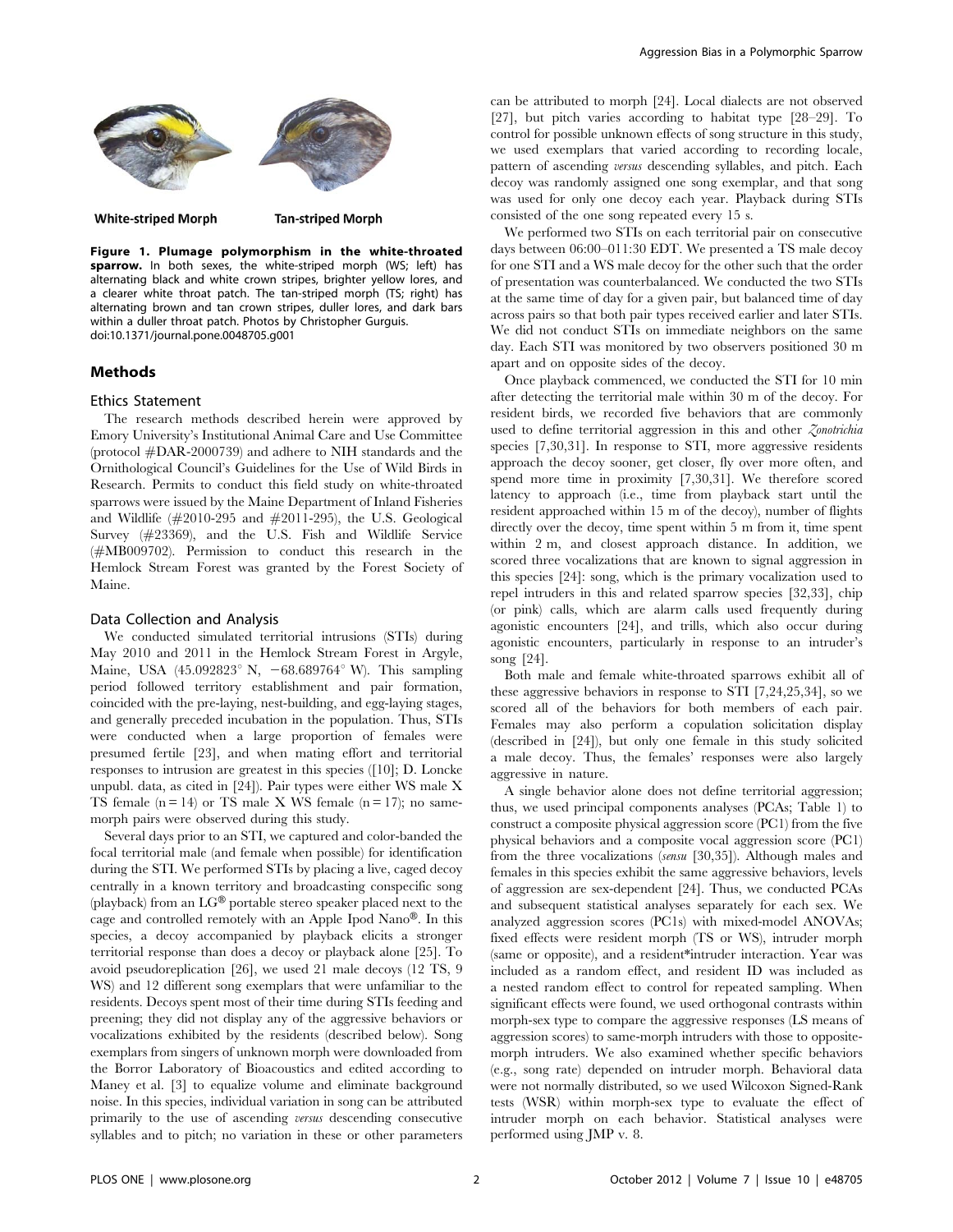White-striped Morph

Tan-striped Morph

**Figure 1. Plumage polymorphism in the white-throated sparrow.** In both sexes, the white-striped morph (WS; left) has alternating black and white crown stripes, brighter yellow lores, and a clearer white throat patch. The tan-striped morph (TS; right) has alternating brown and tan crown stripes, duller lores, and dark bars within a duller throat patch. Photos by Christopher Gurguis.
doi:10.1371/journal.pone.0048705.g001

## Methods

### Ethics Statement

The research methods described herein were approved by Emory University's Institutional Animal Care and Use Committee (protocol #DAR-2000739) and adhere to NIH standards and the Ornithological Council's Guidelines for the Use of Wild Birds in Research. Permits to conduct this field study on white-throated sparrows were issued by the Maine Department of Inland Fisheries and Wildlife (#2010-295 and #2011-295), the U.S. Geological Survey (#23369), and the U.S. Fish and Wildlife Service (#MB009702). Permission to conduct this research in the Hemlock Stream Forest was granted by the Forest Society of Maine.

### Data Collection and Analysis

We conducted simulated territorial intrusions (STIs) during May 2010 and 2011 in the Hemlock Stream Forest in Argyle, Maine, USA (45.092823° N, −68.689764° W). This sampling period followed territory establishment and pair formation, coincided with the pre-laying, nest-building, and egg-laying stages, and generally preceded incubation in the population. Thus, STIs were conducted when a large proportion of females were presumed fertile [23], and when mating effort and territorial responses to intrusion are greatest in this species ([10]; D. Loncke unpubl. data, as cited in [24]). Pair types were either WS male X TS female (n = 14) or TS male X WS female (n = 17); no same-morph pairs were observed during this study.

Several days prior to an STI, we captured and color-banded the focal territorial male (and female when possible) for identification during the STI. We performed STIs by placing a live, caged decoy centrally in a known territory and broadcasting conspecific song (playback) from an LG® portable stereo speaker placed next to the cage and controlled remotely with an Apple Ipod Nano®. In this species, a decoy accompanied by playback elicits a stronger territorial response than does a decoy or playback alone [25]. To avoid pseudoreplication [26], we used 21 male decoys (12 TS, 9 WS) and 12 different song exemplars that were unfamiliar to the residents. Decoys spent most of their time during STIs feeding and preening; they did not display any of the aggressive behaviors or vocalizations exhibited by the residents (described below). Song exemplars from singers of unknown morph were downloaded from the Borror Laboratory of Bioacoustics and edited according to Maney et al. [3] to equalize volume and eliminate background noise. In this species, individual variation in song can be attributed primarily to the use of ascending *versus* descending consecutive syllables and to pitch; no variation in these or other parameters can be attributed to morph [24]. Local dialects are not observed [27], but pitch varies according to habitat type [28–29]. To control for possible unknown effects of song structure in this study, we used exemplars that varied according to recording locale, pattern of ascending *versus* descending syllables, and pitch. Each decoy was randomly assigned one song exemplar, and that song was used for only one decoy each year. Playback during STIs consisted of the one song repeated every 15 s.

We performed two STIs on each territorial pair on consecutive days between 06:00–011:30 EDT. We presented a TS male decoy for one STI and a WS male decoy for the other such that the order of presentation was counterbalanced. We conducted the two STIs at the same time of day for a given pair, but balanced time of day across pairs so that both pair types received earlier and later STIs. We did not conduct STIs on immediate neighbors on the same day. Each STI was monitored by two observers positioned 30 m apart and on opposite sides of the decoy.

Once playback commenced, we conducted the STI for 10 min after detecting the territorial male within 30 m of the decoy. For resident birds, we recorded five behaviors that are commonly used to define territorial aggression in this and other *Zonotrichia* species [7,30,31]. In response to STI, more aggressive residents approach the decoy sooner, get closer, fly over more often, and spend more time in proximity [7,30,31]. We therefore scored latency to approach (i.e., time from playback start until the resident approached within 15 m of the decoy), number of flights directly over the decoy, time spent within 5 m from it, time spent within 2 m, and closest approach distance. In addition, we scored three vocalizations that are known to signal aggression in this species [24]: song, which is the primary vocalization used to repel intruders in this and related sparrow species [32,33], chip (or pink) calls, which are alarm calls used frequently during agonistic encounters [24], and trills, which also occur during agonistic encounters, particularly in response to an intruder's song [24].

Both male and female white-throated sparrows exhibit all of these aggressive behaviors in response to STI [7,24,25,34], so we scored all of the behaviors for both members of each pair. Females may also perform a copulation solicitation display (described in [24]), but only one female in this study solicited a male decoy. Thus, the females' responses were also largely aggressive in nature.

A single behavior alone does not define territorial aggression; thus, we used principal components analyses (PCAs; Table 1) to construct a composite physical aggression score (PC1) from the five physical behaviors and a composite vocal aggression score (PC1) from the three vocalizations (*sensu* [30,35]). Although males and females in this species exhibit the same aggressive behaviors, levels of aggression are sex-dependent [24]. Thus, we conducted PCAs and subsequent statistical analyses separately for each sex. We analyzed aggression scores (PC1s) with mixed-model ANOVAs; fixed effects were resident morph (TS or WS), intruder morph (same or opposite), and a resident*intruder interaction. Year was included as a random effect, and resident ID was included as a nested random effect to control for repeated sampling. When significant effects were found, we used orthogonal contrasts within morph-sex type to compare the aggressive responses (LS means of aggression scores) to same-morph intruders with those to opposite-morph intruders. We also examined whether specific behaviors (e.g., song rate) depended on intruder morph. Behavioral data were not normally distributed, so we used Wilcoxon Signed-Rank tests (WSR) within morph-sex type to evaluate the effect of intruder morph on each behavior. Statistical analyses were performed using JMP v. 8.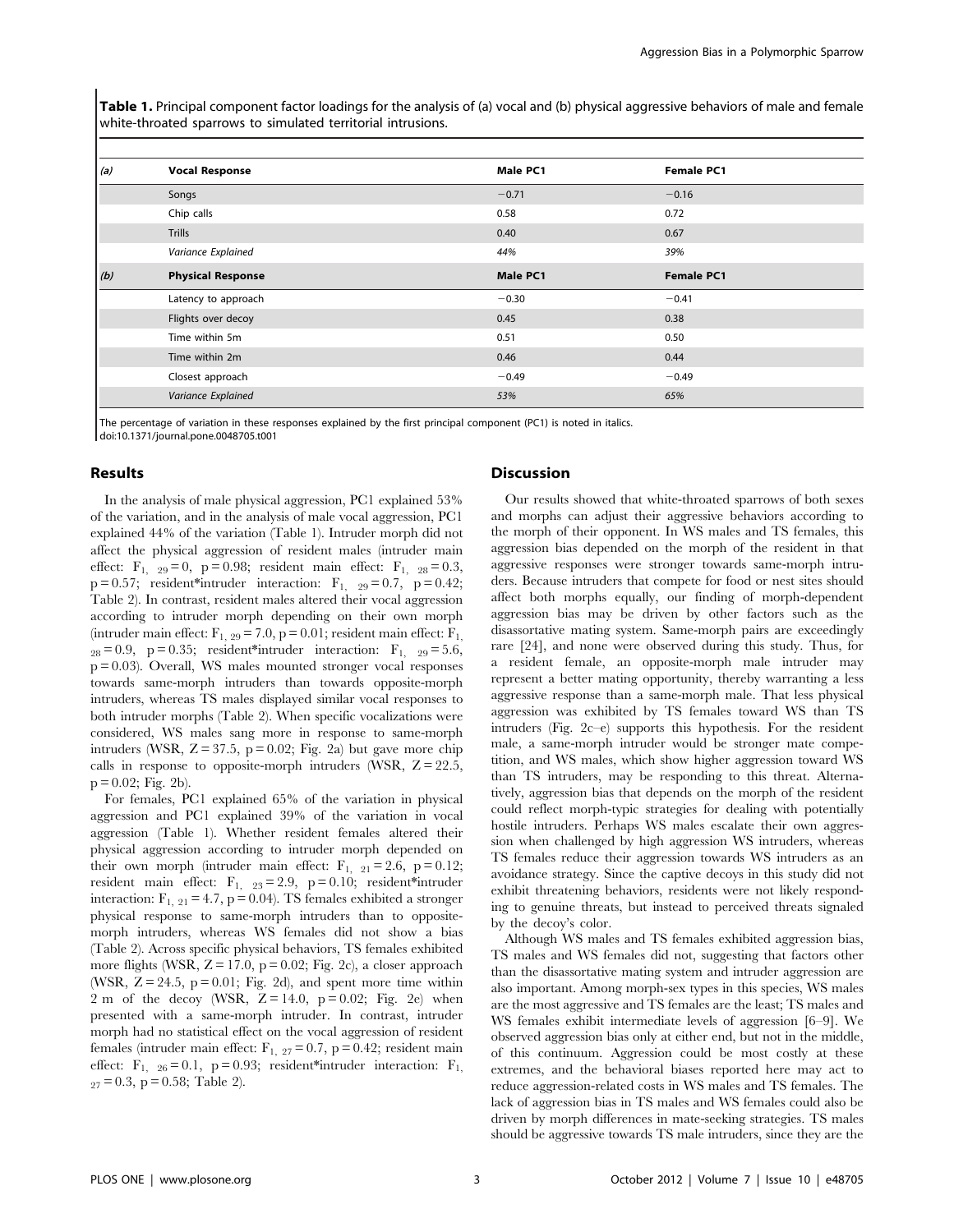**Table 1.** Principal component factor loadings for the analysis of (a) vocal and (b) physical aggressive behaviors of male and female white-throated sparrows to simulated territorial intrusions.

| (a) | Vocal Response | Male PC1 | Female PC1 |
|---|---|---|---|
| | Songs | −0.71 | −0.16 |
| | Chip calls | 0.58 | 0.72 |
| | Trills | 0.40 | 0.67 |
| | *Variance Explained* | *44%* | *39%* |
| **(b)** | **Physical Response** | **Male PC1** | **Female PC1** |
| | Latency to approach | −0.30 | −0.41 |
| | Flights over decoy | 0.45 | 0.38 |
| | Time within 5m | 0.51 | 0.50 |
| | Time within 2m | 0.46 | 0.44 |
| | Closest approach | −0.49 | −0.49 |
| | *Variance Explained* | *53%* | *65%* |

The percentage of variation in these responses explained by the first principal component (PC1) is noted in italics.
doi:10.1371/journal.pone.0048705.t001

## Results

In the analysis of male physical aggression, PC1 explained 53% of the variation, and in the analysis of male vocal aggression, PC1 explained 44% of the variation (Table 1). Intruder morph did not affect the physical aggression of resident males (intruder main effect: $F_{1,\ 29} = 0$, $p = 0.98$; resident main effect: $F_{1,\ 28} = 0.3$, $p = 0.57$; resident*intruder interaction: $F_{1,\ 29} = 0.7$, $p = 0.42$; Table 2). In contrast, resident males altered their vocal aggression according to intruder morph depending on their own morph (intruder main effect: $F_{1,\ 29} = 7.0$, $p = 0.01$; resident main effect: $F_{1,\ 28} = 0.9$, $p = 0.35$; resident*intruder interaction: $F_{1,\ 29} = 5.6$, $p = 0.03$). Overall, WS males mounted stronger vocal responses towards same-morph intruders than towards opposite-morph intruders, whereas TS males displayed similar vocal responses to both intruder morphs (Table 2). When specific vocalizations were considered, WS males sang more in response to same-morph intruders (WSR, $Z = 37.5$, $p = 0.02$; Fig. 2a) but gave more chip calls in response to opposite-morph intruders (WSR, $Z = 22.5$, $p = 0.02$; Fig. 2b).

For females, PC1 explained 65% of the variation in physical aggression and PC1 explained 39% of the variation in vocal aggression (Table 1). Whether resident females altered their physical aggression according to intruder morph depended on their own morph (intruder main effect: $F_{1,\ 21} = 2.6$, $p = 0.12$; resident main effect: $F_{1,\ 23} = 2.9$, $p = 0.10$; resident*intruder interaction: $F_{1,\ 21} = 4.7$, $p = 0.04$). TS females exhibited a stronger physical response to same-morph intruders than to opposite-morph intruders, whereas WS females did not show a bias (Table 2). Across specific physical behaviors, TS females exhibited more flights (WSR, $Z = 17.0$, $p = 0.02$; Fig. 2c), a closer approach (WSR, $Z = 24.5$, $p = 0.01$; Fig. 2d), and spent more time within 2 m of the decoy (WSR, $Z = 14.0$, $p = 0.02$; Fig. 2e) when presented with a same-morph intruder. In contrast, intruder morph had no statistical effect on the vocal aggression of resident females (intruder main effect: $F_{1,\ 27} = 0.7$, $p = 0.42$; resident main effect: $F_{1,\ 26} = 0.1$, $p = 0.93$; resident*intruder interaction: $F_{1,\ 27} = 0.3$, $p = 0.58$; Table 2).

## Discussion

Our results showed that white-throated sparrows of both sexes and morphs can adjust their aggressive behaviors according to the morph of their opponent. In WS males and TS females, this aggression bias depended on the morph of the resident in that aggressive responses were stronger towards same-morph intruders. Because intruders that compete for food or nest sites should affect both morphs equally, our finding of morph-dependent aggression bias may be driven by other factors such as the disassortative mating system. Same-morph pairs are exceedingly rare [24], and none were observed during this study. Thus, for a resident female, an opposite-morph male intruder may represent a better mating opportunity, thereby warranting a less aggressive response than a same-morph male. That less physical aggression was exhibited by TS females toward WS than TS intruders (Fig. 2c–e) supports this hypothesis. For the resident male, a same-morph intruder would be stronger mate competition, and WS males, which show higher aggression toward WS than TS intruders, may be responding to this threat. Alternatively, aggression bias that depends on the morph of the resident could reflect morph-typic strategies for dealing with potentially hostile intruders. Perhaps WS males escalate their own aggression when challenged by high aggression WS intruders, whereas TS females reduce their aggression towards WS intruders as an avoidance strategy. Since the captive decoys in this study did not exhibit threatening behaviors, residents were not likely responding to genuine threats, but instead to perceived threats signaled by the decoy's color.

Although WS males and TS females exhibited aggression bias, TS males and WS females did not, suggesting that factors other than the disassortative mating system and intruder aggression are also important. Among morph-sex types in this species, WS males are the most aggressive and TS females are the least; TS males and WS females exhibit intermediate levels of aggression [6–9]. We observed aggression bias only at either end, but not in the middle, of this continuum. Aggression could be most costly at these extremes, and the behavioral biases reported here may act to reduce aggression-related costs in WS males and TS females. The lack of aggression bias in TS males and WS females could also be driven by morph differences in mate-seeking strategies. TS males should be aggressive towards TS male intruders, since they are the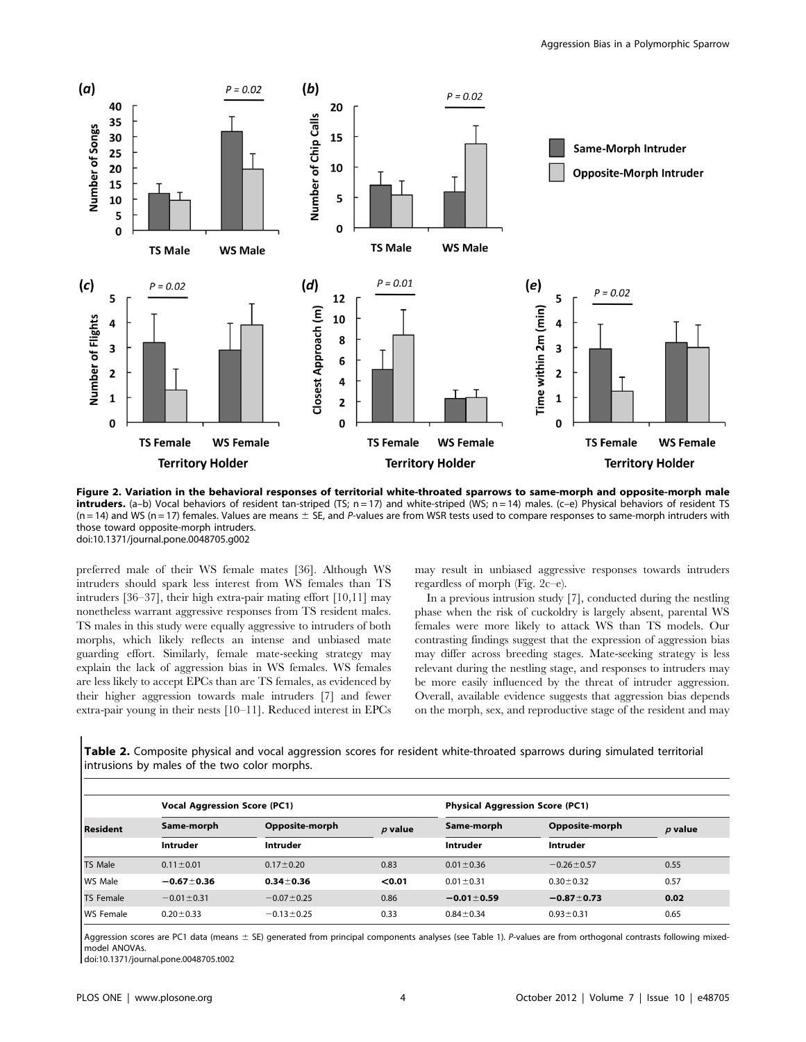(a)

P = 0.02

Number of Songs

40
35
30
25
20
15
10
5
0

TS Male

WS Male

(b)

P = 0.02

Number of Chip Calls

20
15
10
5
0

TS Male

WS Male

Same-Morph Intruder

Opposite-Morph Intruder

(c)

P = 0.02

Number of Flights

5
4
3
2
1
0

TS Female

WS Female

Territory Holder

(d)

P = 0.01

Closest Approach (m)

12
10
8
6
4
2
0

TS Female

WS Female

Territory Holder

(e)

P = 0.02

Time within 2m (min)

5
4
3
2
1
0

TS Female

WS Female

Territory Holder

**Figure 2. Variation in the behavioral responses of territorial white-throated sparrows to same-morph and opposite-morph male intruders.** (a–b) Vocal behaviors of resident tan-striped (TS; n = 17) and white-striped (WS; n = 14) males. (c–e) Physical behaviors of resident TS (n = 14) and WS (n = 17) females. Values are means ± SE, and *P*-values are from WSR tests used to compare responses to same-morph intruders with those toward opposite-morph intruders.
doi:10.1371/journal.pone.0048705.g002

preferred male of their WS female mates [36]. Although WS intruders should spark less interest from WS females than TS intruders [36–37], their high extra-pair mating effort [10,11] may nonetheless warrant aggressive responses from TS resident males. TS males in this study were equally aggressive to intruders of both morphs, which likely reflects an intense and unbiased mate guarding effort. Similarly, female mate-seeking strategy may explain the lack of aggression bias in WS females. WS females are less likely to accept EPCs than are TS females, as evidenced by their higher aggression towards male intruders [7] and fewer extra-pair young in their nests [10–11]. Reduced interest in EPCs may result in unbiased aggressive responses towards intruders regardless of morph (Fig. 2c–e).

In a previous intrusion study [7], conducted during the nestling phase when the risk of cuckoldry is largely absent, parental WS females were more likely to attack WS than TS models. Our contrasting findings suggest that the expression of aggression bias may differ across breeding stages. Mate-seeking strategy is less relevant during the nestling stage, and responses to intruders may be more easily influenced by the threat of intruder aggression. Overall, available evidence suggests that aggression bias depends on the morph, sex, and reproductive stage of the resident and may

**Table 2.** Composite physical and vocal aggression scores for resident white-throated sparrows during simulated territorial intrusions by males of the two color morphs.

| Resident | Vocal Aggression Score (PC1) | | | Physical Aggression Score (PC1) | | |
|---|---|---|---|---|---|---|
| | Same-morph Intruder | Opposite-morph Intruder | *p* value | Same-morph Intruder | Opposite-morph Intruder | *p* value |
| TS Male | 0.11±0.01 | 0.17±0.20 | 0.83 | 0.01±0.36 | −0.26±0.57 | 0.55 |
| WS Male | **−0.67±0.36** | **0.34±0.36** | **<0.01** | 0.01±0.31 | 0.30±0.32 | 0.57 |
| TS Female | −0.01±0.31 | −0.07±0.25 | 0.86 | **−0.01±0.59** | **−0.87±0.73** | **0.02** |
| WS Female | 0.20±0.33 | −0.13±0.25 | 0.33 | 0.84±0.34 | 0.93±0.31 | 0.65 |

Aggression scores are PC1 data (means ± SE) generated from principal components analyses (see Table 1). *P*-values are from orthogonal contrasts following mixed-model ANOVAs.
doi:10.1371/journal.pone.0048705.t002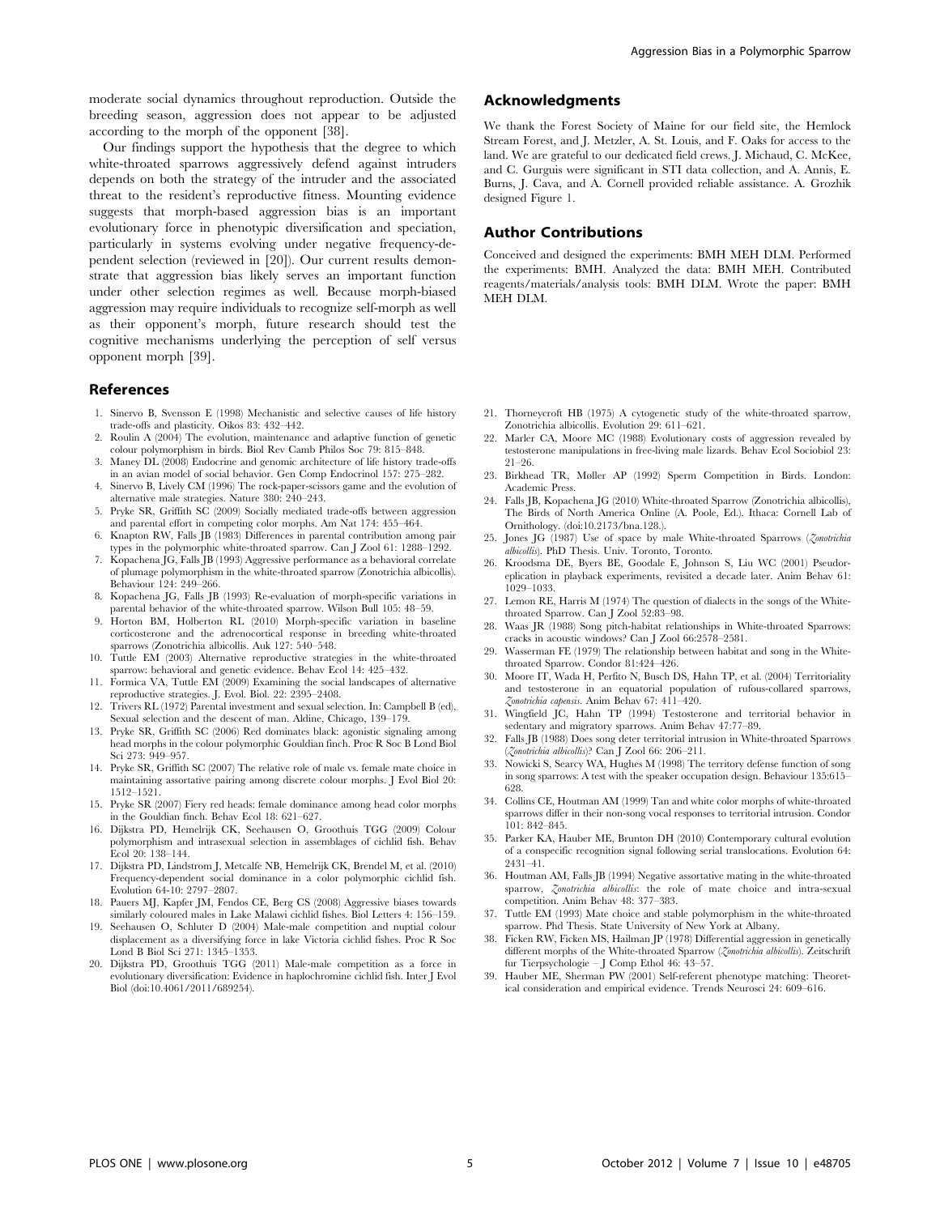moderate social dynamics throughout reproduction. Outside the breeding season, aggression does not appear to be adjusted according to the morph of the opponent [38].

Our findings support the hypothesis that the degree to which white-throated sparrows aggressively defend against intruders depends on both the strategy of the intruder and the associated threat to the resident's reproductive fitness. Mounting evidence suggests that morph-based aggression bias is an important evolutionary force in phenotypic diversification and speciation, particularly in systems evolving under negative frequency-dependent selection (reviewed in [20]). Our current results demonstrate that aggression bias likely serves an important function under other selection regimes as well. Because morph-biased aggression may require individuals to recognize self-morph as well as their opponent's morph, future research should test the cognitive mechanisms underlying the perception of self versus opponent morph [39].

## Acknowledgments

We thank the Forest Society of Maine for our field site, the Hemlock Stream Forest, and J. Metzler, A. St. Louis, and F. Oaks for access to the land. We are grateful to our dedicated field crews. J. Michaud, C. McKee, and C. Gurguis were significant in STI data collection, and A. Annis, E. Burns, J. Cava, and A. Cornell provided reliable assistance. A. Grozhik designed Figure 1.

## Author Contributions

Conceived and designed the experiments: BMH MEH DLM. Performed the experiments: BMH. Analyzed the data: BMH MEH. Contributed reagents/materials/analysis tools: BMH DLM. Wrote the paper: BMH MEH DLM.

## References

1. Sinervo B, Svensson E (1998) Mechanistic and selective causes of life history trade-offs and plasticity. Oikos 83: 432–442.
2. Roulin A (2004) The evolution, maintenance and adaptive function of genetic colour polymorphism in birds. Biol Rev Camb Philos Soc 79: 815–848.
3. Maney DL (2008) Endocrine and genomic architecture of life history trade-offs in an avian model of social behavior. Gen Comp Endocrinol 157: 275–282.
4. Sinervo B, Lively CM (1996) The rock-paper-scissors game and the evolution of alternative male strategies. Nature 380: 240–243.
5. Pryke SR, Griffith SC (2009) Socially mediated trade-offs between aggression and parental effort in competing color morphs. Am Nat 174: 455–464.
6. Knapton RW, Falls JB (1983) Differences in parental contribution among pair types in the polymorphic white-throated sparrow. Can J Zool 61: 1288–1292.
7. Kopachena JG, Falls JB (1993) Aggressive performance as a behavioral correlate of plumage polymorphism in the white-throated sparrow (Zonotrichia albicollis). Behaviour 124: 249–266.
8. Kopachena JG, Falls JB (1993) Re-evaluation of morph-specific variations in parental behavior of the white-throated sparrow. Wilson Bull 105: 48–59.
9. Horton BM, Holberton RL (2010) Morph-specific variation in baseline corticosterone and the adrenocortical response in breeding white-throated sparrows (Zonotrichia albicollis. Auk 127: 540–548.
10. Tuttle EM (2003) Alternative reproductive strategies in the white-throated sparrow: behavioral and genetic evidence. Behav Ecol 14: 425–432.
11. Formica VA, Tuttle EM (2009) Examining the social landscapes of alternative reproductive strategies. J. Evol. Biol. 22: 2395–2408.
12. Trivers RL (1972) Parental investment and sexual selection. In: Campbell B (ed), Sexual selection and the descent of man. Aldine, Chicago, 139–179.
13. Pryke SR, Griffith SC (2006) Red dominates black: agonistic signaling among head morphs in the colour polymorphic Gouldian finch. Proc R Soc B Lond Biol Sci 273: 949–957.
14. Pryke SR, Griffith SC (2007) The relative role of male vs. female mate choice in maintaining assortative pairing among discrete colour morphs. J Evol Biol 20: 1512–1521.
15. Pryke SR (2007) Fiery red heads: female dominance among head color morphs in the Gouldian finch. Behav Ecol 18: 621–627.
16. Dijkstra PD, Hemelrijk CK, Seehausen O, Groothuis TGG (2009) Colour polymorphism and intrasexual selection in assemblages of cichlid fish. Behav Ecol 20: 138–144.
17. Dijkstra PD, Lindstrom J, Metcalfe NB, Hemelrijk CK, Brendel M, et al. (2010) Frequency-dependent social dominance in a color polymorphic cichlid fish. Evolution 64-10: 2797–2807.
18. Pauers MJ, Kapfer JM, Fendos CE, Berg CS (2008) Aggressive biases towards similarly coloured males in Lake Malawi cichlid fishes. Biol Letters 4: 156–159.
19. Seehausen O, Schluter D (2004) Male-male competition and nuptial colour displacement as a diversifying force in lake Victoria cichlid fishes. Proc R Soc Lond B Biol Sci 271: 1345–1353.
20. Dijkstra PD, Groothuis TGG (2011) Male-male competition as a force in evolutionary diversification: Evidence in haplochromine cichlid fish. Inter J Evol Biol (doi:10.4061/2011/689254).
21. Thorneycroft HB (1975) A cytogenetic study of the white-throated sparrow, Zonotrichia albicollis. Evolution 29: 611–621.
22. Marler CA, Moore MC (1988) Evolutionary costs of aggression revealed by testosterone manipulations in free-living male lizards. Behav Ecol Sociobiol 23: 21–26.
23. Birkhead TR, Møller AP (1992) Sperm Competition in Birds. London: Academic Press.
24. Falls JB, Kopachena JG (2010) White-throated Sparrow (Zonotrichia albicollis), The Birds of North America Online (A. Poole, Ed.). Ithaca: Cornell Lab of Ornithology. (doi:10.2173/bna.128.).
25. Jones JG (1987) Use of space by male White-throated Sparrows (*Zonotrichia albicollis*). PhD Thesis. Univ. Toronto, Toronto.
26. Kroodsma DE, Byers BE, Goodale E, Johnson S, Liu WC (2001) Pseudoreplication in playback experiments, revisited a decade later. Anim Behav 61: 1029–1033.
27. Lemon RE, Harris M (1974) The question of dialects in the songs of the White-throated Sparrow. Can J Zool 52:83–98.
28. Waas JR (1988) Song pitch-habitat relationships in White-throated Sparrows: cracks in acoustic windows? Can J Zool 66:2578–2581.
29. Wasserman FE (1979) The relationship between habitat and song in the White-throated Sparrow. Condor 81:424–426.
30. Moore IT, Wada H, Perfito N, Busch DS, Hahn TP, et al. (2004) Territoriality and testosterone in an equatorial population of rufous-collared sparrows, *Zonotrichia capensis*. Anim Behav 67: 411–420.
31. Wingfield JC, Hahn TP (1994) Testosterone and territorial behavior in sedentary and migratory sparrows. Anim Behav 47:77–89.
32. Falls JB (1988) Does song deter territorial intrusion in White-throated Sparrows (*Zonotrichia albicollis*)? Can J Zool 66: 206–211.
33. Nowicki S, Searcy WA, Hughes M (1998) The territory defense function of song in song sparrows: A test with the speaker occupation design. Behaviour 135:615–628.
34. Collins CE, Houtman AM (1999) Tan and white color morphs of white-throated sparrows differ in their non-song vocal responses to territorial intrusion. Condor 101: 842–845.
35. Parker KA, Hauber ME, Brunton DH (2010) Contemporary cultural evolution of a conspecific recognition signal following serial translocations. Evolution 64: 2431–41.
36. Houtman AM, Falls JB (1994) Negative assortative mating in the white-throated sparrow, *Zonotrichia albicollis*: the role of mate choice and intra-sexual competition. Anim Behav 48: 377–383.
37. Tuttle EM (1993) Mate choice and stable polymorphism in the white-throated sparrow. Phd Thesis. State University of New York at Albany.
38. Ficken RW, Ficken MS, Hailman JP (1978) Differential aggression in genetically different morphs of the White-throated Sparrow (*Zonotrichia albicollis*). Zeitschrift fur Tierpsychologie – J Comp Ethol 46: 43–57.
39. Hauber ME, Sherman PW (2001) Self-referent phenotype matching: Theoretical consideration and empirical evidence. Trends Neurosci 24: 609–616.